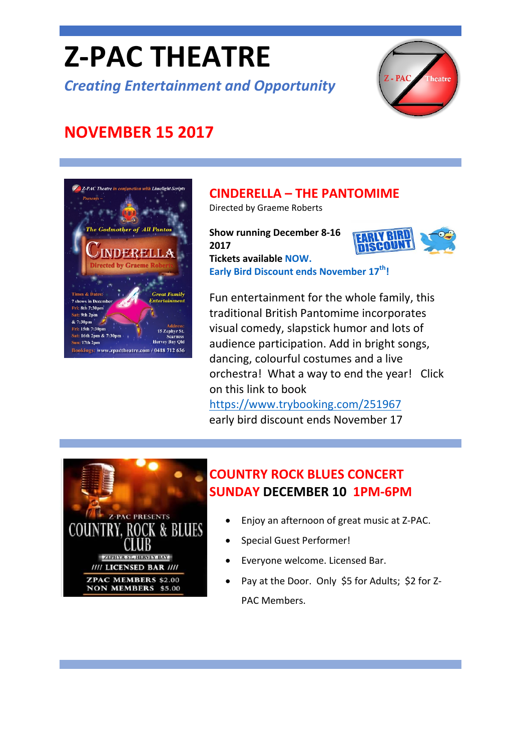# Z-PAC THEATRE

*Creating Entertainment and Opportunity*

## NOVEMBER 15 2017

## CINDERELLA – THE PANTOMIME

Directed by Graeme Roberts

**Show running December 8-16 2017**

**Tickets available NOW.**

**Early Bird Discount ends November 17th!**

Fun entertainment for the whole family, this traditional British Pantomime incorporates visual comedy, slapstick humor and lots of audience participation. Add in bright songs, dancing, colourful costumes and a live orchestra! What a way to end the year! Click on this link to book https://www.trybooking.com/251967 early bird discount ends November 17

## COUNTRY ROCK BLUES CONCERT SUNDAY DECEMBER 10 1PM-6PM

- Enjoy an afternoon of great music at Z-PAC.
- Special Guest Performer!
- Everyone welcome. Licensed Bar.
- Pay at the Door. Only $5 for Adults; $2 for Z-PAC Members.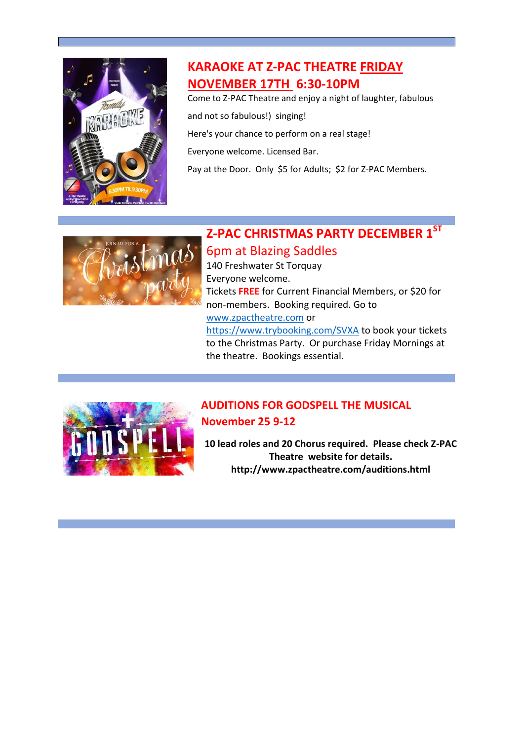## KARAOKE AT Z-PAC THEATRE FRIDAY NOVEMBER 17TH 6:30-10PM

Come to Z-PAC Theatre and enjoy a night of laughter, fabulous

and not so fabulous!) singing!

Here's your chance to perform on a real stage!

Everyone welcome. Licensed Bar.

Pay at the Door. Only $5 for Adults; $2 for Z-PAC Members.

## Z-PAC CHRISTMAS PARTY DECEMBER 1ST

### 6pm at Blazing Saddles

140 Freshwater St Torquay

Everyone welcome.

Tickets **FREE** for Current Financial Members, or $20 for non-members. Booking required. Go to www.zpactheatre.com or https://www.trybooking.com/SVXA to book your tickets to the Christmas Party. Or purchase Friday Mornings at the theatre. Bookings essential.

## AUDITIONS FOR GODSPELL THE MUSICAL

### November 25 9-12

**10 lead roles and 20 Chorus required. Please check Z-PAC Theatre website for details.**

**http://www.zpactheatre.com/auditions.html**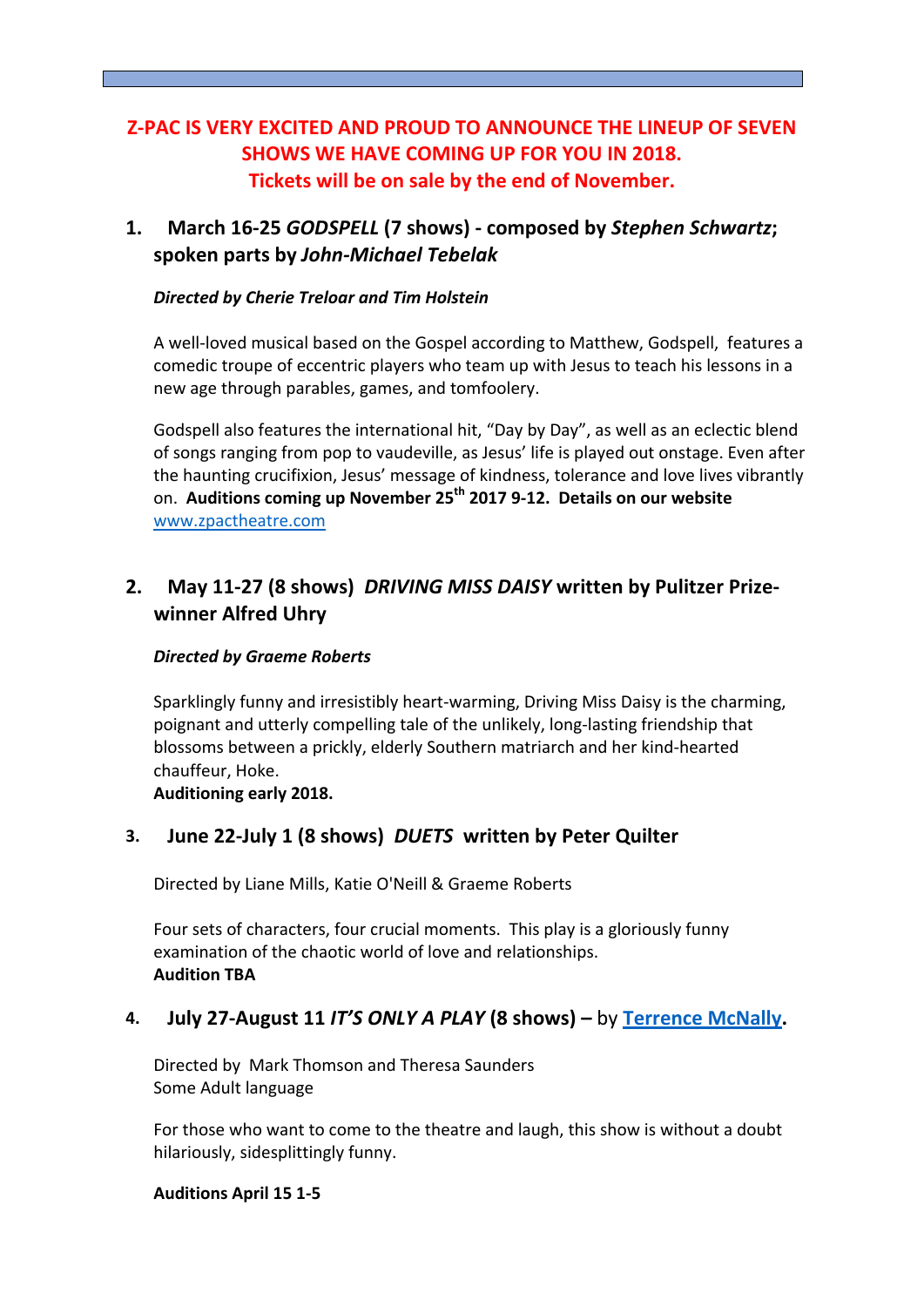**Z-PAC IS VERY EXCITED AND PROUD TO ANNOUNCE THE LINEUP OF SEVEN SHOWS WE HAVE COMING UP FOR YOU IN 2018.**
**Tickets will be on sale by the end of November.**

1. **March 16-25 *GODSPELL* (7 shows) - composed by *Stephen Schwartz*; spoken parts by *John-Michael Tebelak***

   ***Directed by Cherie Treloar and Tim Holstein***

   A well-loved musical based on the Gospel according to Matthew, Godspell, features a comedic troupe of eccentric players who team up with Jesus to teach his lessons in a new age through parables, games, and tomfoolery.

   Godspell also features the international hit, "Day by Day", as well as an eclectic blend of songs ranging from pop to vaudeville, as Jesus' life is played out onstage. Even after the haunting crucifixion, Jesus' message of kindness, tolerance and love lives vibrantly on. **Auditions coming up November 25th 2017 9-12. Details on our website** www.zpactheatre.com

2. **May 11-27 (8 shows) *DRIVING MISS DAISY* written by Pulitzer Prize-winner Alfred Uhry**

   ***Directed by Graeme Roberts***

   Sparklingly funny and irresistibly heart-warming, Driving Miss Daisy is the charming, poignant and utterly compelling tale of the unlikely, long-lasting friendship that blossoms between a prickly, elderly Southern matriarch and her kind-hearted chauffeur, Hoke.
   **Auditioning early 2018.**

3. **June 22-July 1 (8 shows) *DUETS* written by Peter Quilter**

   Directed by Liane Mills, Katie O'Neill & Graeme Roberts

   Four sets of characters, four crucial moments. This play is a gloriously funny examination of the chaotic world of love and relationships.
   **Audition TBA**

4. **July 27-August 11 *IT'S ONLY A PLAY* (8 shows) –** by **Terrence McNally.**

   Directed by Mark Thomson and Theresa Saunders
   Some Adult language

   For those who want to come to the theatre and laugh, this show is without a doubt hilariously, sidesplittingly funny.

   **Auditions April 15 1-5**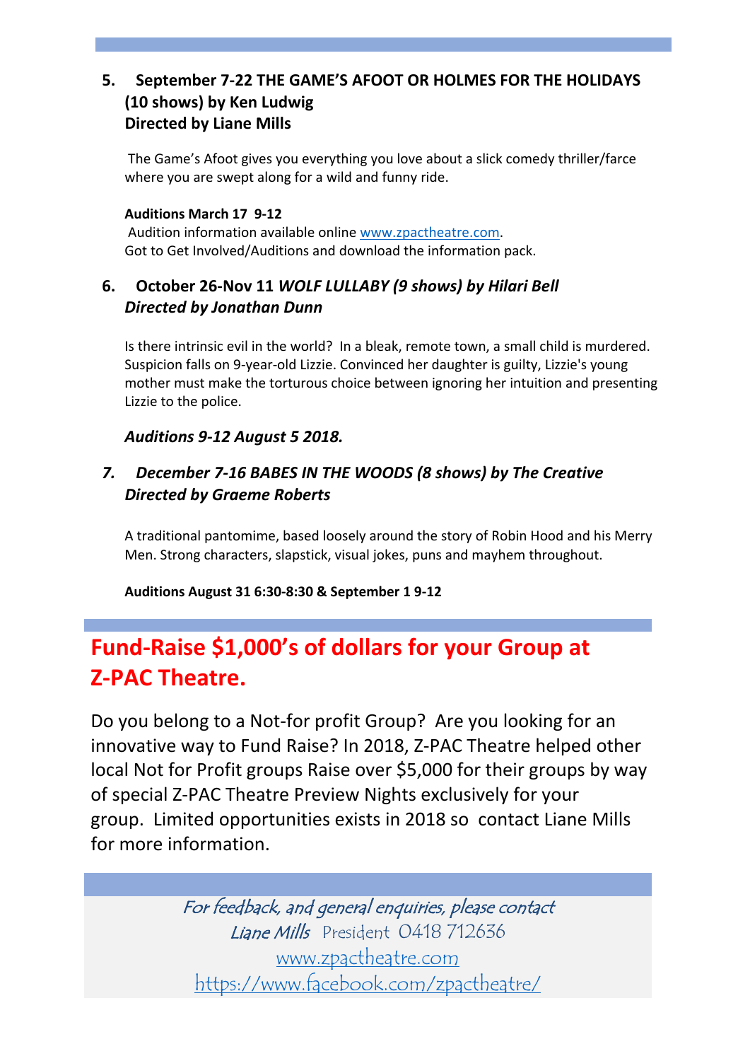5. **September 7-22 THE GAME'S AFOOT OR HOLMES FOR THE HOLIDAYS (10 shows) by Ken Ludwig**
   **Directed by Liane Mills**

   The Game's Afoot gives you everything you love about a slick comedy thriller/farce where you are swept along for a wild and funny ride.

   **Auditions March 17 9-12**
   Audition information available online www.zpactheatre.com.
   Got to Get Involved/Auditions and download the information pack.

6. **October 26-Nov 11 *WOLF LULLABY (9 shows) by Hilari Bell***
   ***Directed by Jonathan Dunn***

   Is there intrinsic evil in the world? In a bleak, remote town, a small child is murdered. Suspicion falls on 9-year-old Lizzie. Convinced her daughter is guilty, Lizzie's young mother must make the torturous choice between ignoring her intuition and presenting Lizzie to the police.

   ***Auditions 9-12 August 5 2018.***

7. ***December 7-16 BABES IN THE WOODS (8 shows) by The Creative***
   ***Directed by Graeme Roberts***

   A traditional pantomime, based loosely around the story of Robin Hood and his Merry Men. Strong characters, slapstick, visual jokes, puns and mayhem throughout.

   **Auditions August 31 6:30-8:30 & September 1 9-12**

## Fund-Raise $1,000's of dollars for your Group at Z-PAC Theatre.

Do you belong to a Not-for profit Group? Are you looking for an innovative way to Fund Raise? In 2018, Z-PAC Theatre helped other local Not for Profit groups Raise over $5,000 for their groups by way of special Z-PAC Theatre Preview Nights exclusively for your group. Limited opportunities exists in 2018 so contact Liane Mills for more information.

*For feedback, and general enquiries, please contact*
*Liane Mills* President 0418 712636
www.zpactheatre.com
https://www.facebook.com/zpactheatre/